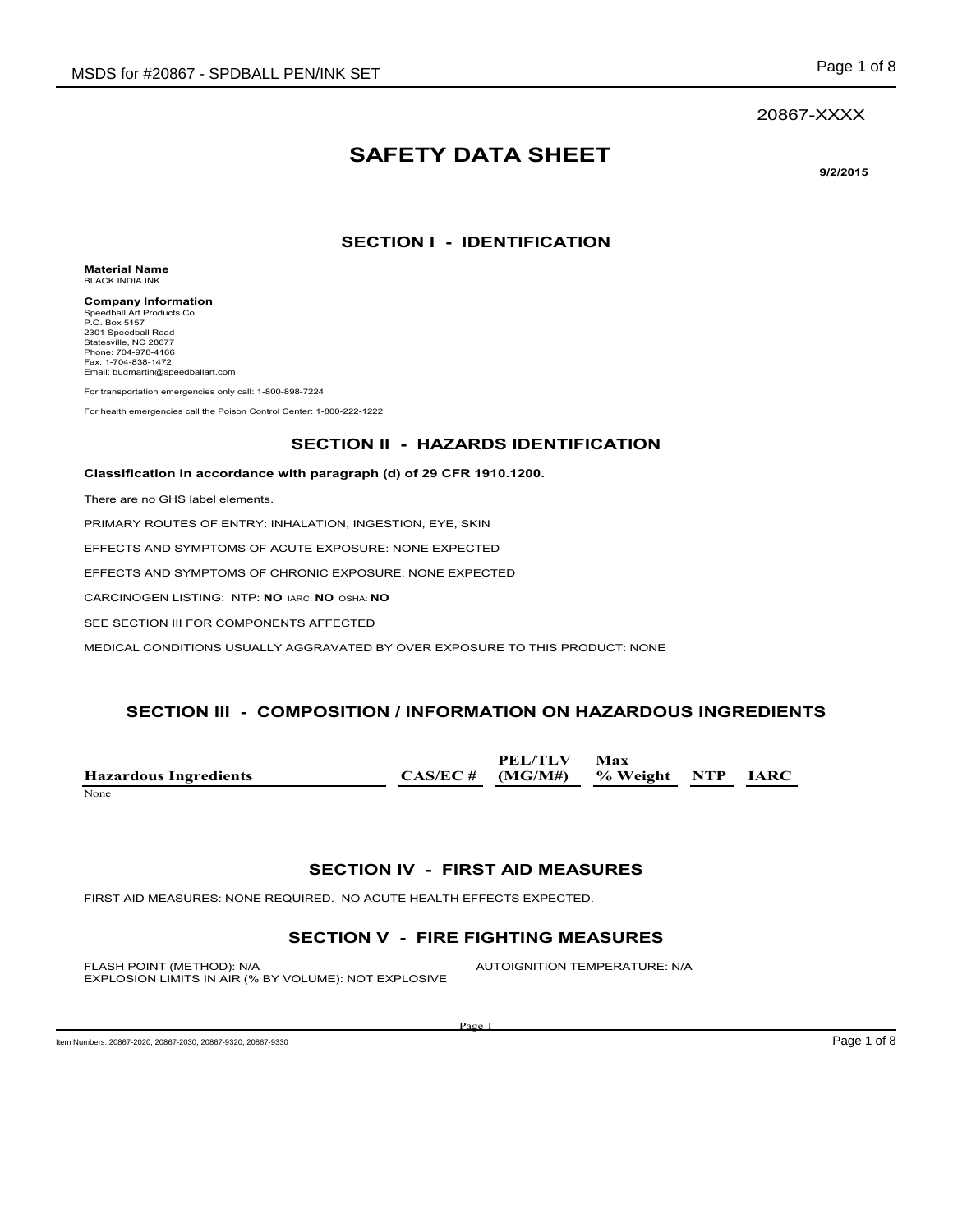20867-XXXX

# SAFETY DATA SHEET

**9/2/2015**

## SECTION I - IDENTIFICATION

**Material Name**
BLACK INDIA INK

**Company Information**
Speedball Art Products Co.
P.O. Box 5157
2301 Speedball Road
Statesville, NC 28677
Phone: 704-978-4166
Fax: 1-704-838-1472
Email: budmartin@speedballart.com

For transportation emergencies only call: 1-800-898-7224

For health emergencies call the Poison Control Center: 1-800-222-1222

## SECTION II - HAZARDS IDENTIFICATION

**Classification in accordance with paragraph (d) of 29 CFR 1910.1200.**

There are no GHS label elements.

PRIMARY ROUTES OF ENTRY: INHALATION, INGESTION, EYE, SKIN

EFFECTS AND SYMPTOMS OF ACUTE EXPOSURE: NONE EXPECTED

EFFECTS AND SYMPTOMS OF CHRONIC EXPOSURE: NONE EXPECTED

CARCINOGEN LISTING: NTP: **NO** IARC: **NO** OSHA: **NO**

SEE SECTION III FOR COMPONENTS AFFECTED

MEDICAL CONDITIONS USUALLY AGGRAVATED BY OVER EXPOSURE TO THIS PRODUCT: NONE

## SECTION III - COMPOSITION / INFORMATION ON HAZARDOUS INGREDIENTS

| Hazardous Ingredients | CAS/EC # | PEL/TLV (MG/M#) | Max % Weight | NTP | IARC |
|---|---|---|---|---|---|
| None | | | | | |

## SECTION IV - FIRST AID MEASURES

FIRST AID MEASURES: NONE REQUIRED. NO ACUTE HEALTH EFFECTS EXPECTED.

## SECTION V - FIRE FIGHTING MEASURES

FLASH POINT (METHOD): N/A

AUTOIGNITION TEMPERATURE: N/A

EXPLOSION LIMITS IN AIR (% BY VOLUME): NOT EXPLOSIVE

Item Numbers: 20867-2020, 20867-2030, 20867-9320, 20867-9330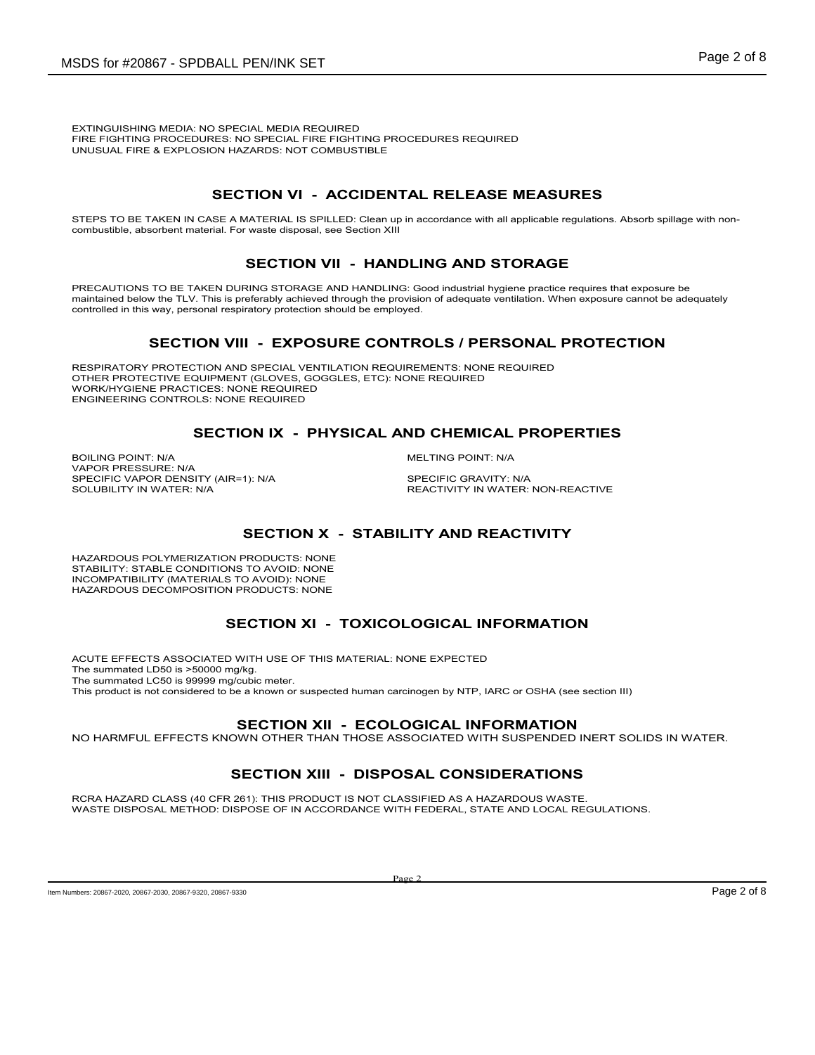EXTINGUISHING MEDIA: NO SPECIAL MEDIA REQUIRED
FIRE FIGHTING PROCEDURES: NO SPECIAL FIRE FIGHTING PROCEDURES REQUIRED
UNUSUAL FIRE & EXPLOSION HAZARDS: NOT COMBUSTIBLE

## SECTION VI - ACCIDENTAL RELEASE MEASURES

STEPS TO BE TAKEN IN CASE A MATERIAL IS SPILLED: Clean up in accordance with all applicable regulations. Absorb spillage with non-combustible, absorbent material. For waste disposal, see Section XIII

## SECTION VII - HANDLING AND STORAGE

PRECAUTIONS TO BE TAKEN DURING STORAGE AND HANDLING: Good industrial hygiene practice requires that exposure be maintained below the TLV. This is preferably achieved through the provision of adequate ventilation. When exposure cannot be adequately controlled in this way, personal respiratory protection should be employed.

## SECTION VIII - EXPOSURE CONTROLS / PERSONAL PROTECTION

RESPIRATORY PROTECTION AND SPECIAL VENTILATION REQUIREMENTS: NONE REQUIRED
OTHER PROTECTIVE EQUIPMENT (GLOVES, GOGGLES, ETC): NONE REQUIRED
WORK/HYGIENE PRACTICES: NONE REQUIRED
ENGINEERING CONTROLS: NONE REQUIRED

## SECTION IX - PHYSICAL AND CHEMICAL PROPERTIES

BOILING POINT: N/A
MELTING POINT: N/A
VAPOR PRESSURE: N/A
SPECIFIC VAPOR DENSITY (AIR=1): N/A
SPECIFIC GRAVITY: N/A
SOLUBILITY IN WATER: N/A
REACTIVITY IN WATER: NON-REACTIVE

## SECTION X - STABILITY AND REACTIVITY

HAZARDOUS POLYMERIZATION PRODUCTS: NONE
STABILITY: STABLE CONDITIONS TO AVOID: NONE
INCOMPATIBILITY (MATERIALS TO AVOID): NONE
HAZARDOUS DECOMPOSITION PRODUCTS: NONE

## SECTION XI - TOXICOLOGICAL INFORMATION

ACUTE EFFECTS ASSOCIATED WITH USE OF THIS MATERIAL: NONE EXPECTED
The summated LD50 is >50000 mg/kg.
The summated LC50 is 99999 mg/cubic meter.
This product is not considered to be a known or suspected human carcinogen by NTP, IARC or OSHA (see section III)

## SECTION XII - ECOLOGICAL INFORMATION

NO HARMFUL EFFECTS KNOWN OTHER THAN THOSE ASSOCIATED WITH SUSPENDED INERT SOLIDS IN WATER.

## SECTION XIII - DISPOSAL CONSIDERATIONS

RCRA HAZARD CLASS (40 CFR 261): THIS PRODUCT IS NOT CLASSIFIED AS A HAZARDOUS WASTE.
WASTE DISPOSAL METHOD: DISPOSE OF IN ACCORDANCE WITH FEDERAL, STATE AND LOCAL REGULATIONS.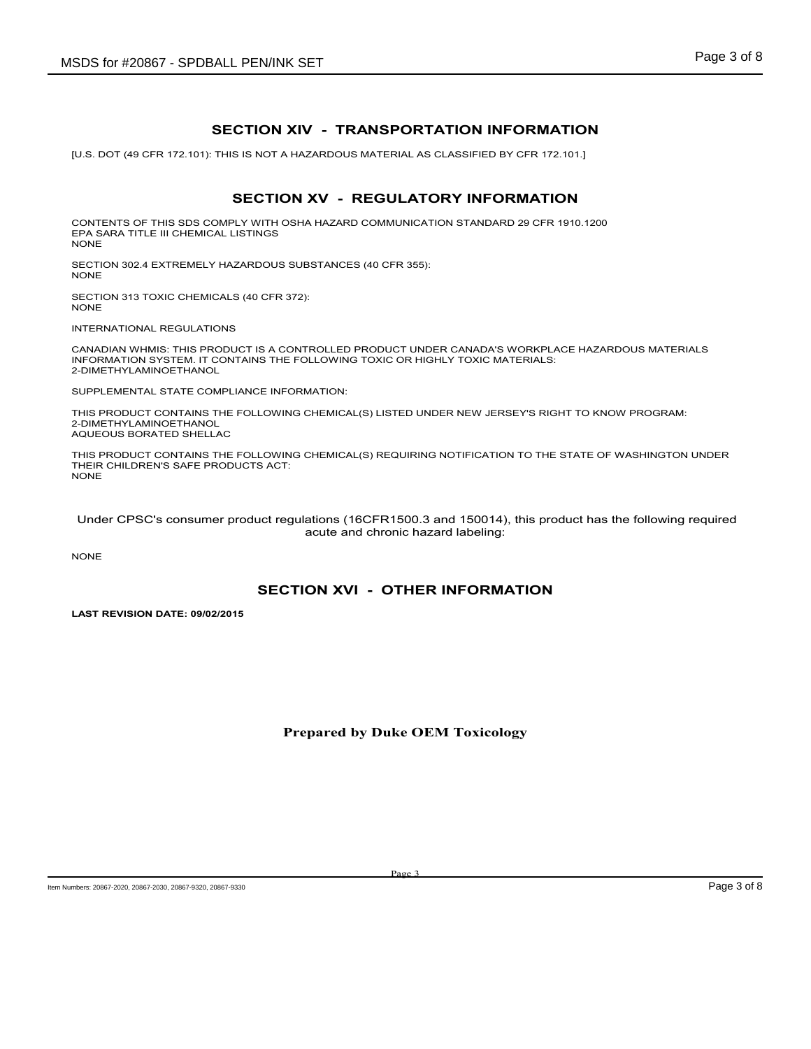## SECTION XIV - TRANSPORTATION INFORMATION

[U.S. DOT (49 CFR 172.101): THIS IS NOT A HAZARDOUS MATERIAL AS CLASSIFIED BY CFR 172.101.]

## SECTION XV - REGULATORY INFORMATION

CONTENTS OF THIS SDS COMPLY WITH OSHA HAZARD COMMUNICATION STANDARD 29 CFR 1910.1200
EPA SARA TITLE III CHEMICAL LISTINGS
NONE

SECTION 302.4 EXTREMELY HAZARDOUS SUBSTANCES (40 CFR 355):
NONE

SECTION 313 TOXIC CHEMICALS (40 CFR 372):
NONE

INTERNATIONAL REGULATIONS

CANADIAN WHMIS: THIS PRODUCT IS A CONTROLLED PRODUCT UNDER CANADA'S WORKPLACE HAZARDOUS MATERIALS INFORMATION SYSTEM. IT CONTAINS THE FOLLOWING TOXIC OR HIGHLY TOXIC MATERIALS:
2-DIMETHYLAMINOETHANOL

SUPPLEMENTAL STATE COMPLIANCE INFORMATION:

THIS PRODUCT CONTAINS THE FOLLOWING CHEMICAL(S) LISTED UNDER NEW JERSEY'S RIGHT TO KNOW PROGRAM:
2-DIMETHYLAMINOETHANOL
AQUEOUS BORATED SHELLAC

THIS PRODUCT CONTAINS THE FOLLOWING CHEMICAL(S) REQUIRING NOTIFICATION TO THE STATE OF WASHINGTON UNDER THEIR CHILDREN'S SAFE PRODUCTS ACT:
NONE

Under CPSC's consumer product regulations (16CFR1500.3 and 150014), this product has the following required acute and chronic hazard labeling:

NONE

## SECTION XVI - OTHER INFORMATION

**LAST REVISION DATE: 09/02/2015**

**Prepared by Duke OEM Toxicology**

Item Numbers: 20867-2020, 20867-2030, 20867-9320, 20867-9330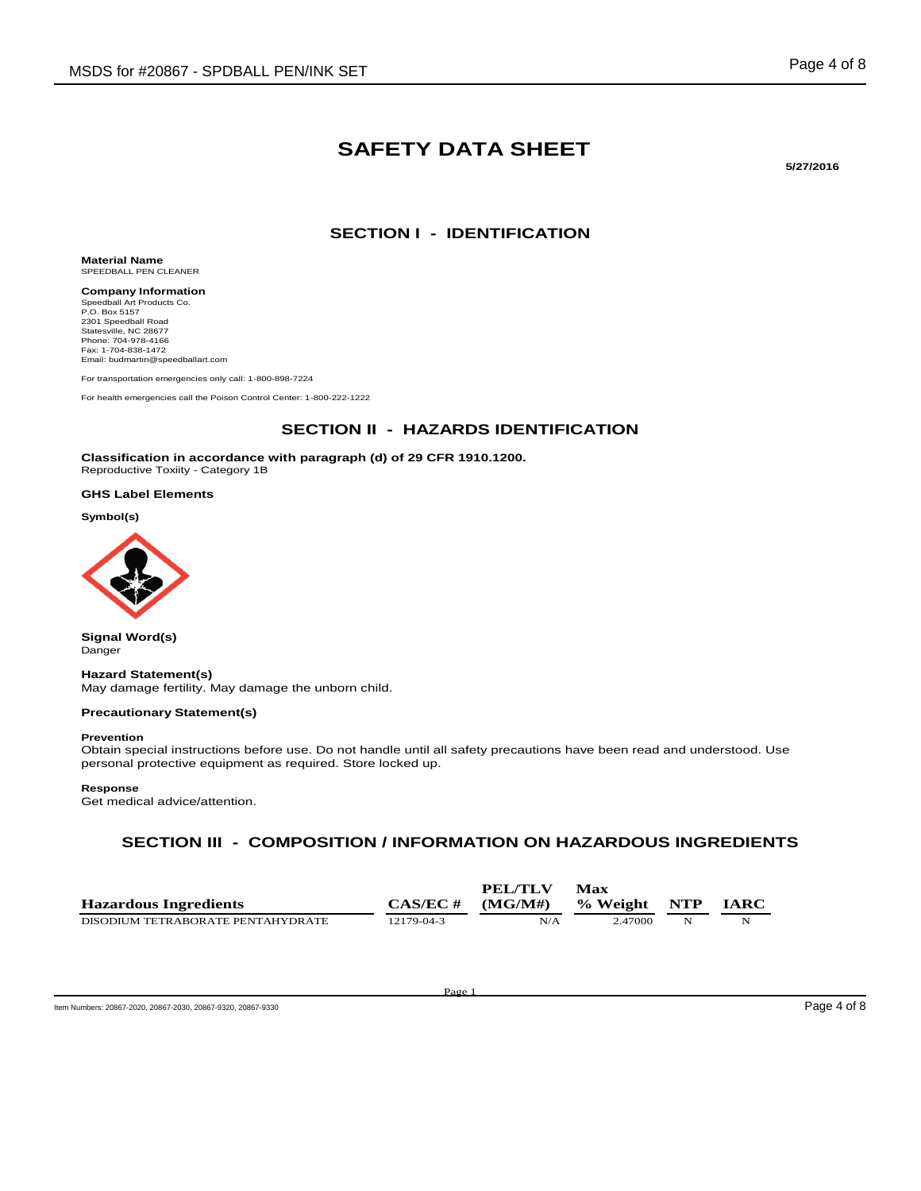# SAFETY DATA SHEET

**5/27/2016**

## SECTION I - IDENTIFICATION

**Material Name**
SPEEDBALL PEN CLEANER

**Company Information**
Speedball Art Products Co.
P.O. Box 5157
2301 Speedball Road
Statesville, NC 28677
Phone: 704-978-4166
Fax: 1-704-838-1472
Email: budmartin@speedballart.com

For transportation emergencies only call: 1-800-898-7224

For health emergencies call the Poison Control Center: 1-800-222-1222

## SECTION II - HAZARDS IDENTIFICATION

**Classification in accordance with paragraph (d) of 29 CFR 1910.1200.**
Reproductive Toxiity - Category 1B

**GHS Label Elements**

**Symbol(s)**

**Signal Word(s)**
Danger

**Hazard Statement(s)**
May damage fertility. May damage the unborn child.

**Precautionary Statement(s)**

**Prevention**
Obtain special instructions before use. Do not handle until all safety precautions have been read and understood. Use personal protective equipment as required. Store locked up.

**Response**
Get medical advice/attention.

## SECTION III - COMPOSITION / INFORMATION ON HAZARDOUS INGREDIENTS

| Hazardous Ingredients | CAS/EC # | PEL/TLV (MG/M#) | Max % Weight | NTP | IARC |
|---|---|---|---|---|---|
| DISODIUM TETRABORATE PENTAHYDRATE | 12179-04-3 | N/A | 2.47000 | N | N |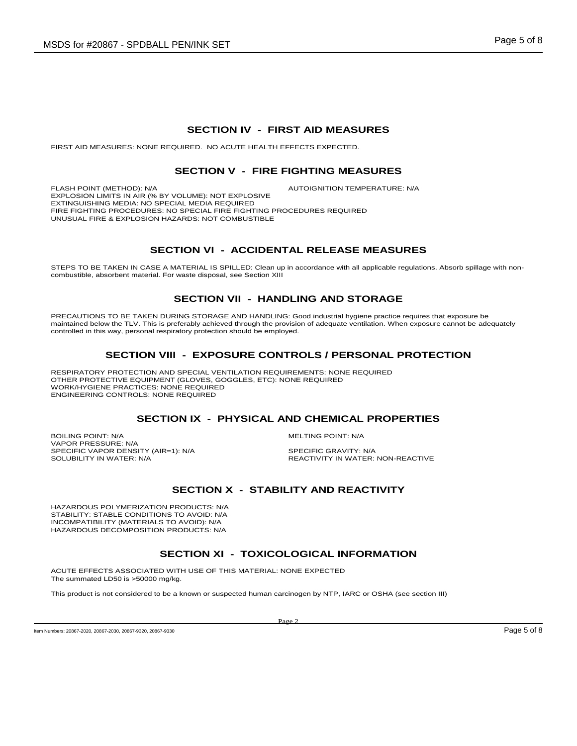## SECTION IV - FIRST AID MEASURES

FIRST AID MEASURES: NONE REQUIRED. NO ACUTE HEALTH EFFECTS EXPECTED.

## SECTION V - FIRE FIGHTING MEASURES

FLASH POINT (METHOD): N/A
AUTOIGNITION TEMPERATURE: N/A
EXPLOSION LIMITS IN AIR (% BY VOLUME): NOT EXPLOSIVE
EXTINGUISHING MEDIA: NO SPECIAL MEDIA REQUIRED
FIRE FIGHTING PROCEDURES: NO SPECIAL FIRE FIGHTING PROCEDURES REQUIRED
UNUSUAL FIRE & EXPLOSION HAZARDS: NOT COMBUSTIBLE

## SECTION VI - ACCIDENTAL RELEASE MEASURES

STEPS TO BE TAKEN IN CASE A MATERIAL IS SPILLED: Clean up in accordance with all applicable regulations. Absorb spillage with non-combustible, absorbent material. For waste disposal, see Section XIII

## SECTION VII - HANDLING AND STORAGE

PRECAUTIONS TO BE TAKEN DURING STORAGE AND HANDLING: Good industrial hygiene practice requires that exposure be maintained below the TLV. This is preferably achieved through the provision of adequate ventilation. When exposure cannot be adequately controlled in this way, personal respiratory protection should be employed.

## SECTION VIII - EXPOSURE CONTROLS / PERSONAL PROTECTION

RESPIRATORY PROTECTION AND SPECIAL VENTILATION REQUIREMENTS: NONE REQUIRED
OTHER PROTECTIVE EQUIPMENT (GLOVES, GOGGLES, ETC): NONE REQUIRED
WORK/HYGIENE PRACTICES: NONE REQUIRED
ENGINEERING CONTROLS: NONE REQUIRED

## SECTION IX - PHYSICAL AND CHEMICAL PROPERTIES

BOILING POINT: N/A
MELTING POINT: N/A
VAPOR PRESSURE: N/A
SPECIFIC VAPOR DENSITY (AIR=1): N/A
SPECIFIC GRAVITY: N/A
SOLUBILITY IN WATER: N/A
REACTIVITY IN WATER: NON-REACTIVE

## SECTION X - STABILITY AND REACTIVITY

HAZARDOUS POLYMERIZATION PRODUCTS: N/A
STABILITY: STABLE CONDITIONS TO AVOID: N/A
INCOMPATIBILITY (MATERIALS TO AVOID): N/A
HAZARDOUS DECOMPOSITION PRODUCTS: N/A

## SECTION XI - TOXICOLOGICAL INFORMATION

ACUTE EFFECTS ASSOCIATED WITH USE OF THIS MATERIAL: NONE EXPECTED
The summated LD50 is >50000 mg/kg.

This product is not considered to be a known or suspected human carcinogen by NTP, IARC or OSHA (see section III)

Item Numbers: 20867-2020, 20867-2030, 20867-9320, 20867-9330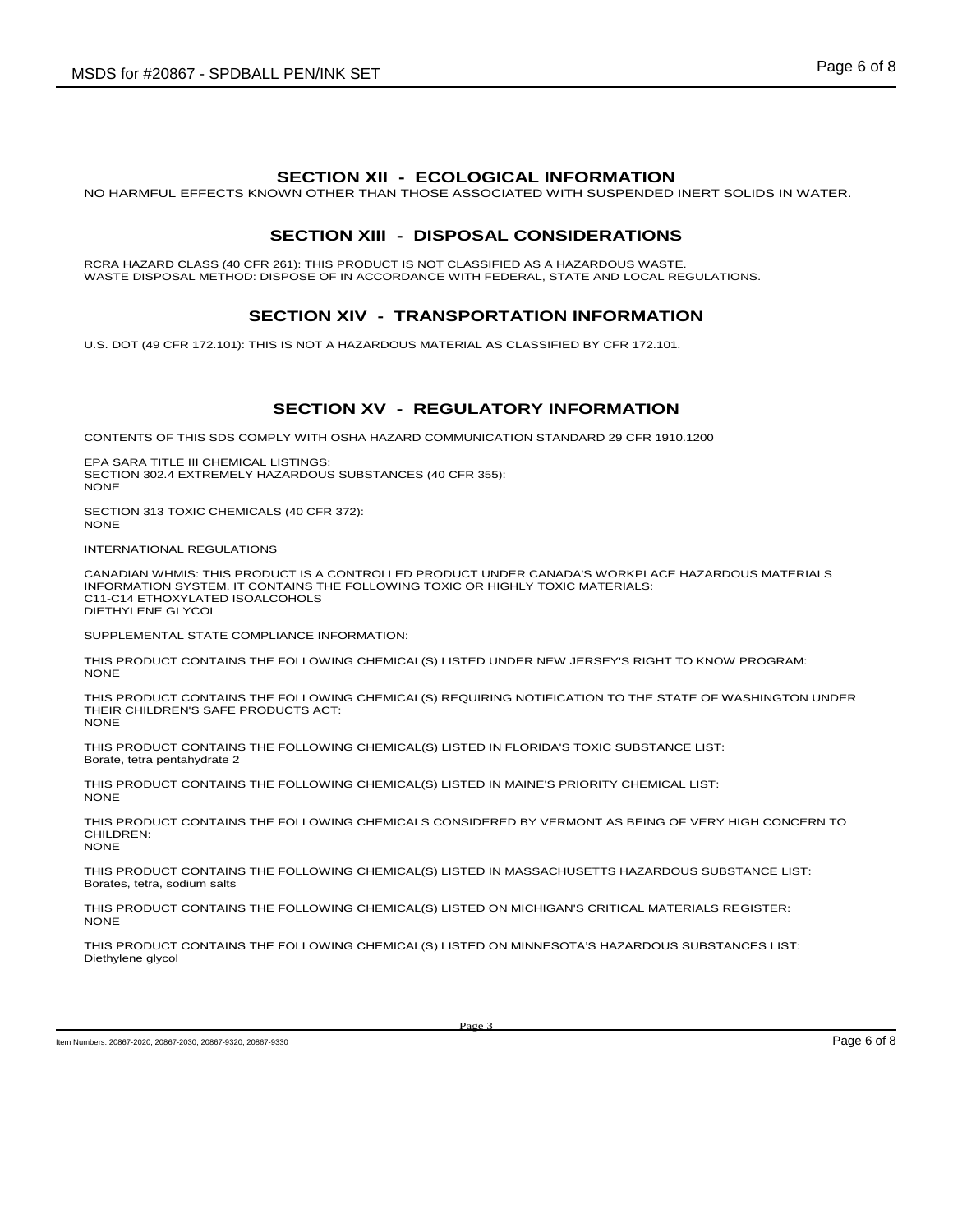## SECTION XII - ECOLOGICAL INFORMATION

NO HARMFUL EFFECTS KNOWN OTHER THAN THOSE ASSOCIATED WITH SUSPENDED INERT SOLIDS IN WATER.

## SECTION XIII - DISPOSAL CONSIDERATIONS

RCRA HAZARD CLASS (40 CFR 261): THIS PRODUCT IS NOT CLASSIFIED AS A HAZARDOUS WASTE.
WASTE DISPOSAL METHOD: DISPOSE OF IN ACCORDANCE WITH FEDERAL, STATE AND LOCAL REGULATIONS.

## SECTION XIV - TRANSPORTATION INFORMATION

U.S. DOT (49 CFR 172.101): THIS IS NOT A HAZARDOUS MATERIAL AS CLASSIFIED BY CFR 172.101.

## SECTION XV - REGULATORY INFORMATION

CONTENTS OF THIS SDS COMPLY WITH OSHA HAZARD COMMUNICATION STANDARD 29 CFR 1910.1200

EPA SARA TITLE III CHEMICAL LISTINGS:
SECTION 302.4 EXTREMELY HAZARDOUS SUBSTANCES (40 CFR 355):
NONE

SECTION 313 TOXIC CHEMICALS (40 CFR 372):
NONE

INTERNATIONAL REGULATIONS

CANADIAN WHMIS: THIS PRODUCT IS A CONTROLLED PRODUCT UNDER CANADA'S WORKPLACE HAZARDOUS MATERIALS INFORMATION SYSTEM. IT CONTAINS THE FOLLOWING TOXIC OR HIGHLY TOXIC MATERIALS:
C11-C14 ETHOXYLATED ISOALCOHOLS
DIETHYLENE GLYCOL

SUPPLEMENTAL STATE COMPLIANCE INFORMATION:

THIS PRODUCT CONTAINS THE FOLLOWING CHEMICAL(S) LISTED UNDER NEW JERSEY'S RIGHT TO KNOW PROGRAM:
NONE

THIS PRODUCT CONTAINS THE FOLLOWING CHEMICAL(S) REQUIRING NOTIFICATION TO THE STATE OF WASHINGTON UNDER THEIR CHILDREN'S SAFE PRODUCTS ACT:
NONE

THIS PRODUCT CONTAINS THE FOLLOWING CHEMICAL(S) LISTED IN FLORIDA'S TOXIC SUBSTANCE LIST:
Borate, tetra pentahydrate 2

THIS PRODUCT CONTAINS THE FOLLOWING CHEMICAL(S) LISTED IN MAINE'S PRIORITY CHEMICAL LIST:
NONE

THIS PRODUCT CONTAINS THE FOLLOWING CHEMICALS CONSIDERED BY VERMONT AS BEING OF VERY HIGH CONCERN TO CHILDREN:
NONE

THIS PRODUCT CONTAINS THE FOLLOWING CHEMICAL(S) LISTED IN MASSACHUSETTS HAZARDOUS SUBSTANCE LIST:
Borates, tetra, sodium salts

THIS PRODUCT CONTAINS THE FOLLOWING CHEMICAL(S) LISTED ON MICHIGAN'S CRITICAL MATERIALS REGISTER:
NONE

THIS PRODUCT CONTAINS THE FOLLOWING CHEMICAL(S) LISTED ON MINNESOTA'S HAZARDOUS SUBSTANCES LIST:
Diethylene glycol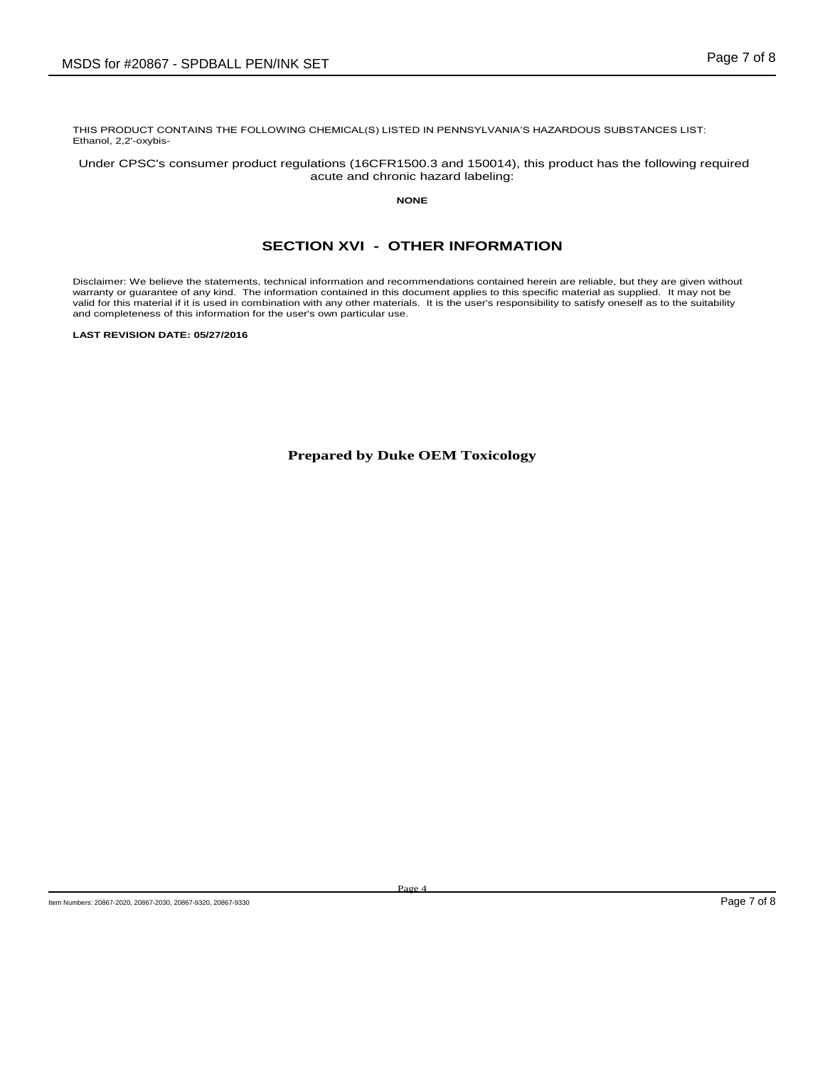THIS PRODUCT CONTAINS THE FOLLOWING CHEMICAL(S) LISTED IN PENNSYLVANIA'S HAZARDOUS SUBSTANCES LIST:
Ethanol, 2,2'-oxybis-

Under CPSC's consumer product regulations (16CFR1500.3 and 150014), this product has the following required acute and chronic hazard labeling:

**NONE**

## SECTION XVI - OTHER INFORMATION

Disclaimer: We believe the statements, technical information and recommendations contained herein are reliable, but they are given without warranty or guarantee of any kind. The information contained in this document applies to this specific material as supplied. It may not be valid for this material if it is used in combination with any other materials. It is the user's responsibility to satisfy oneself as to the suitability and completeness of this information for the user's own particular use.

**LAST REVISION DATE: 05/27/2016**

**Prepared by Duke OEM Toxicology**

Item Numbers: 20867-2020, 20867-2030, 20867-9320, 20867-9330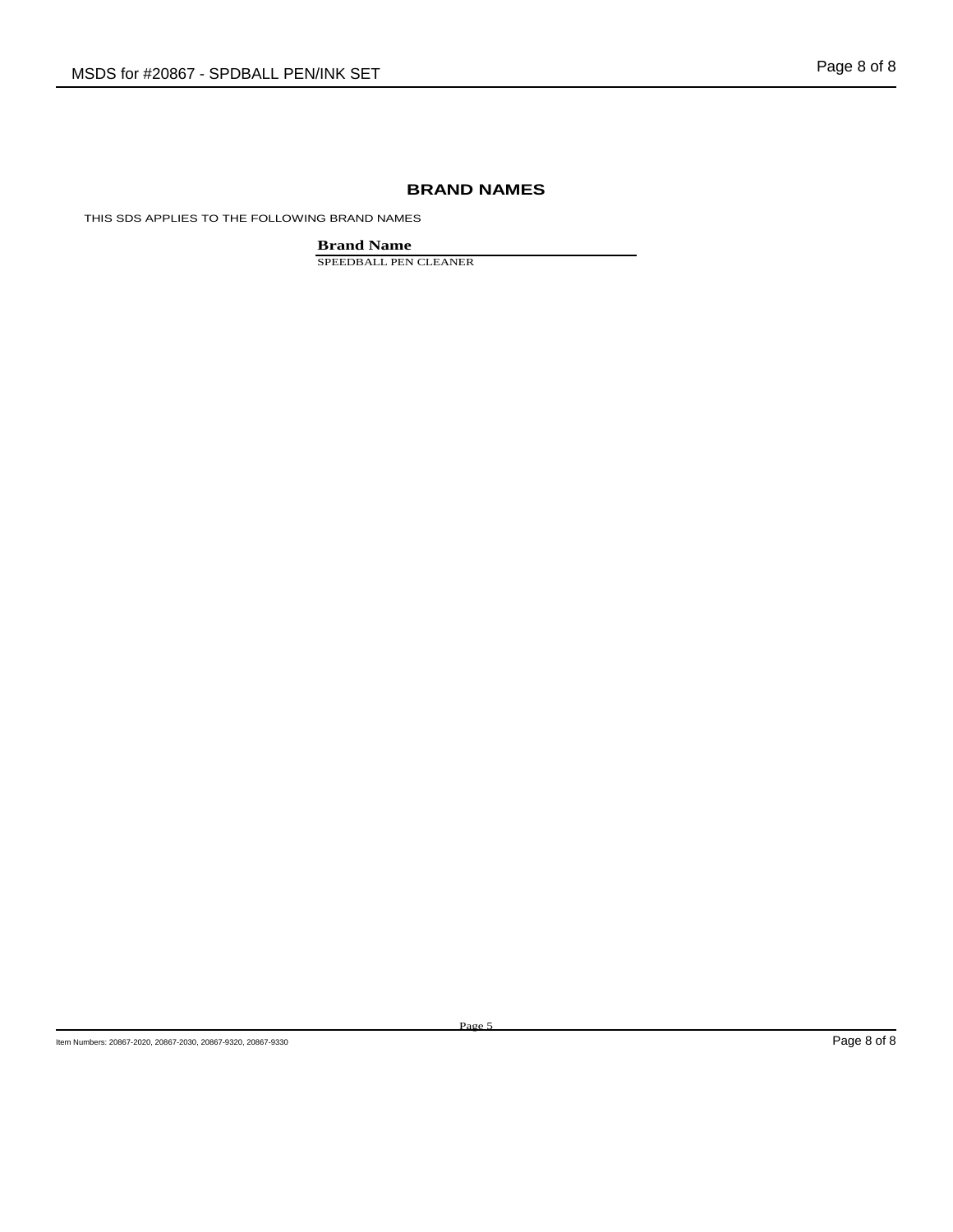## BRAND NAMES

THIS SDS APPLIES TO THE FOLLOWING BRAND NAMES

| Brand Name |
| --- |
| SPEEDBALL PEN CLEANER |

Item Numbers: 20867-2020, 20867-2030, 20867-9320, 20867-9330